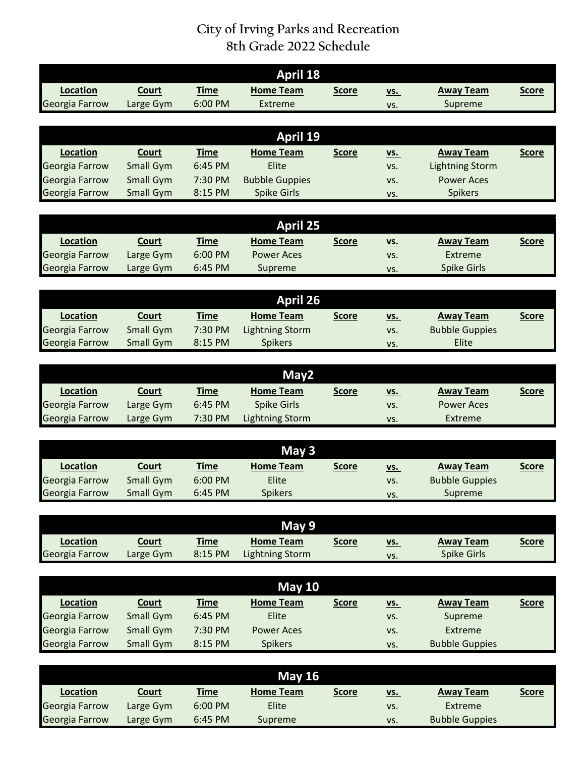# City of Irving Parks and Recreation
# 8th Grade 2022 Schedule

## April 18

| Location | Court | Time | Home Team | Score | vs. | Away Team | Score |
|---|---|---|---|---|---|---|---|
| Georgia Farrow | Large Gym | 6:00 PM | Extreme | | vs. | Supreme | |

## April 19

| Location | Court | Time | Home Team | Score | vs. | Away Team | Score |
|---|---|---|---|---|---|---|---|
| Georgia Farrow | Small Gym | 6:45 PM | Elite | | vs. | Lightning Storm | |
| Georgia Farrow | Small Gym | 7:30 PM | Bubble Guppies | | vs. | Power Aces | |
| Georgia Farrow | Small Gym | 8:15 PM | Spike Girls | | vs. | Spikers | |

## April 25

| Location | Court | Time | Home Team | Score | vs. | Away Team | Score |
|---|---|---|---|---|---|---|---|
| Georgia Farrow | Large Gym | 6:00 PM | Power Aces | | vs. | Extreme | |
| Georgia Farrow | Large Gym | 6:45 PM | Supreme | | vs. | Spike Girls | |

## April 26

| Location | Court | Time | Home Team | Score | vs. | Away Team | Score |
|---|---|---|---|---|---|---|---|
| Georgia Farrow | Small Gym | 7:30 PM | Lightning Storm | | vs. | Bubble Guppies | |
| Georgia Farrow | Small Gym | 8:15 PM | Spikers | | vs. | Elite | |

## May2

| Location | Court | Time | Home Team | Score | vs. | Away Team | Score |
|---|---|---|---|---|---|---|---|
| Georgia Farrow | Large Gym | 6:45 PM | Spike Girls | | vs. | Power Aces | |
| Georgia Farrow | Large Gym | 7:30 PM | Lightning Storm | | vs. | Extreme | |

## May 3

| Location | Court | Time | Home Team | Score | vs. | Away Team | Score |
|---|---|---|---|---|---|---|---|
| Georgia Farrow | Small Gym | 6:00 PM | Elite | | vs. | Bubble Guppies | |
| Georgia Farrow | Small Gym | 6:45 PM | Spikers | | vs. | Supreme | |

## May 9

| Location | Court | Time | Home Team | Score | vs. | Away Team | Score |
|---|---|---|---|---|---|---|---|
| Georgia Farrow | Large Gym | 8:15 PM | Lightning Storm | | vs. | Spike Girls | |

## May 10

| Location | Court | Time | Home Team | Score | vs. | Away Team | Score |
|---|---|---|---|---|---|---|---|
| Georgia Farrow | Small Gym | 6:45 PM | Elite | | vs. | Supreme | |
| Georgia Farrow | Small Gym | 7:30 PM | Power Aces | | vs. | Extreme | |
| Georgia Farrow | Small Gym | 8:15 PM | Spikers | | vs. | Bubble Guppies | |

## May 16

| Location | Court | Time | Home Team | Score | vs. | Away Team | Score |
|---|---|---|---|---|---|---|---|
| Georgia Farrow | Large Gym | 6:00 PM | Elite | | vs. | Extreme | |
| Georgia Farrow | Large Gym | 6:45 PM | Supreme | | vs. | Bubble Guppies | |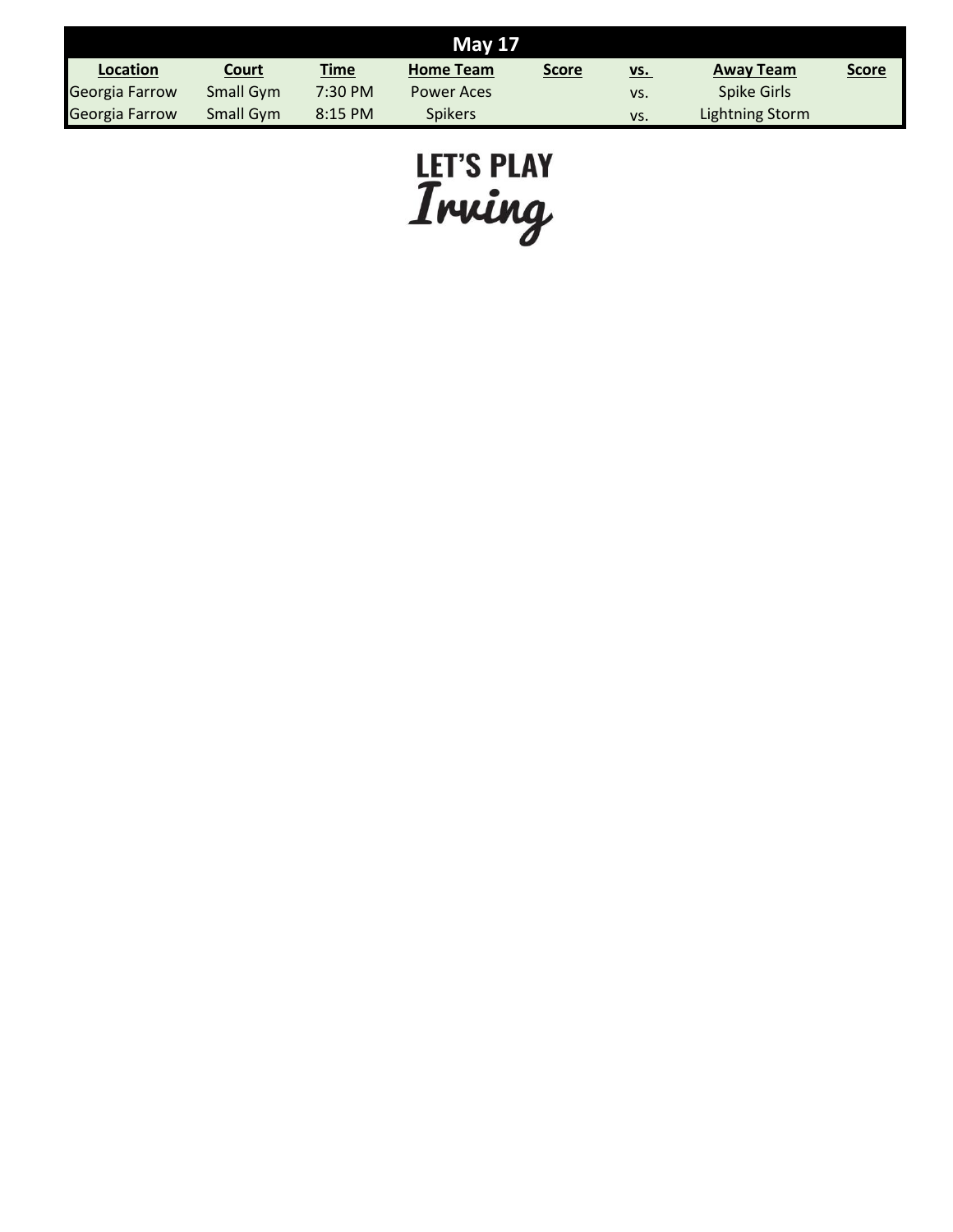| May 17 | | | | | | | |
|---|---|---|---|---|---|---|---|
| **Location** | **Court** | **Time** | **Home Team** | **Score** | **vs.** | **Away Team** | **Score** |
| Georgia Farrow | Small Gym | 7:30 PM | Power Aces | | vs. | Spike Girls | |
| Georgia Farrow | Small Gym | 8:15 PM | Spikers | | vs. | Lightning Storm | |

LET'S PLAY
Irving